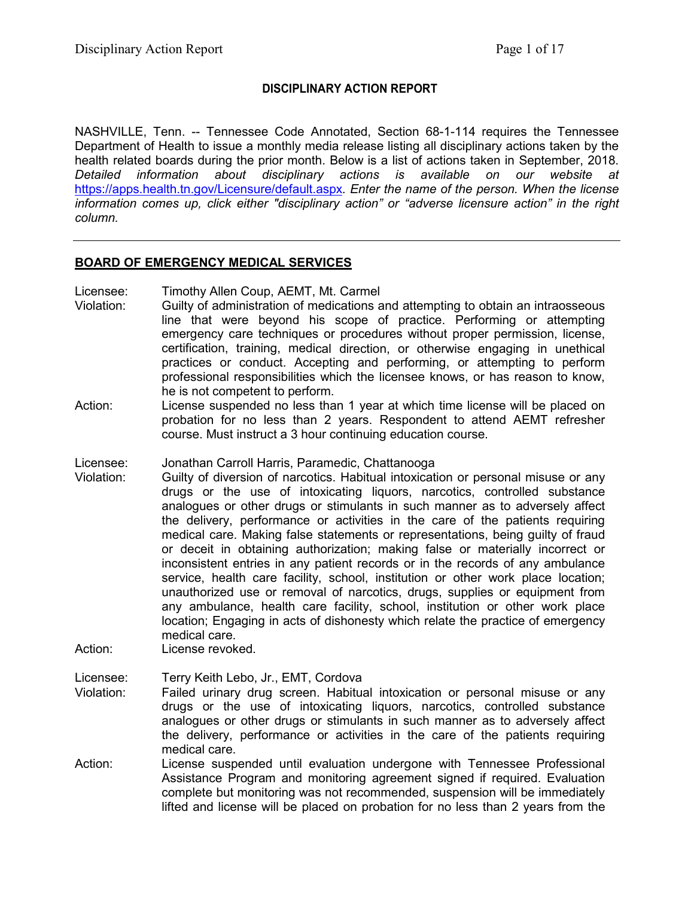# DISCIPLINARY ACTION REPORT

NASHVILLE, Tenn. -- Tennessee Code Annotated, Section 68-1-114 requires the Tennessee Department of Health to issue a monthly media release listing all disciplinary actions taken by the health related boards during the prior month. Below is a list of actions taken in September, 2018. *Detailed information about disciplinary actions is available on our website at* https://apps.health.tn.gov/Licensure/default.aspx*. Enter the name of the person. When the license information comes up, click either "disciplinary action" or "adverse licensure action" in the right column.*

---

## BOARD OF EMERGENCY MEDICAL SERVICES

Licensee: Timothy Allen Coup, AEMT, Mt. Carmel

Violation: Guilty of administration of medications and attempting to obtain an intraosseous line that were beyond his scope of practice. Performing or attempting emergency care techniques or procedures without proper permission, license, certification, training, medical direction, or otherwise engaging in unethical practices or conduct. Accepting and performing, or attempting to perform professional responsibilities which the licensee knows, or has reason to know, he is not competent to perform.

Action: License suspended no less than 1 year at which time license will be placed on probation for no less than 2 years. Respondent to attend AEMT refresher course. Must instruct a 3 hour continuing education course.

Licensee: Jonathan Carroll Harris, Paramedic, Chattanooga

Violation: Guilty of diversion of narcotics. Habitual intoxication or personal misuse or any drugs or the use of intoxicating liquors, narcotics, controlled substance analogues or other drugs or stimulants in such manner as to adversely affect the delivery, performance or activities in the care of the patients requiring medical care. Making false statements or representations, being guilty of fraud or deceit in obtaining authorization; making false or materially incorrect or inconsistent entries in any patient records or in the records of any ambulance service, health care facility, school, institution or other work place location; unauthorized use or removal of narcotics, drugs, supplies or equipment from any ambulance, health care facility, school, institution or other work place location; Engaging in acts of dishonesty which relate the practice of emergency medical care.

Action: License revoked.

Licensee: Terry Keith Lebo, Jr., EMT, Cordova

Violation: Failed urinary drug screen. Habitual intoxication or personal misuse or any drugs or the use of intoxicating liquors, narcotics, controlled substance analogues or other drugs or stimulants in such manner as to adversely affect the delivery, performance or activities in the care of the patients requiring medical care.

Action: License suspended until evaluation undergone with Tennessee Professional Assistance Program and monitoring agreement signed if required. Evaluation complete but monitoring was not recommended, suspension will be immediately lifted and license will be placed on probation for no less than 2 years from the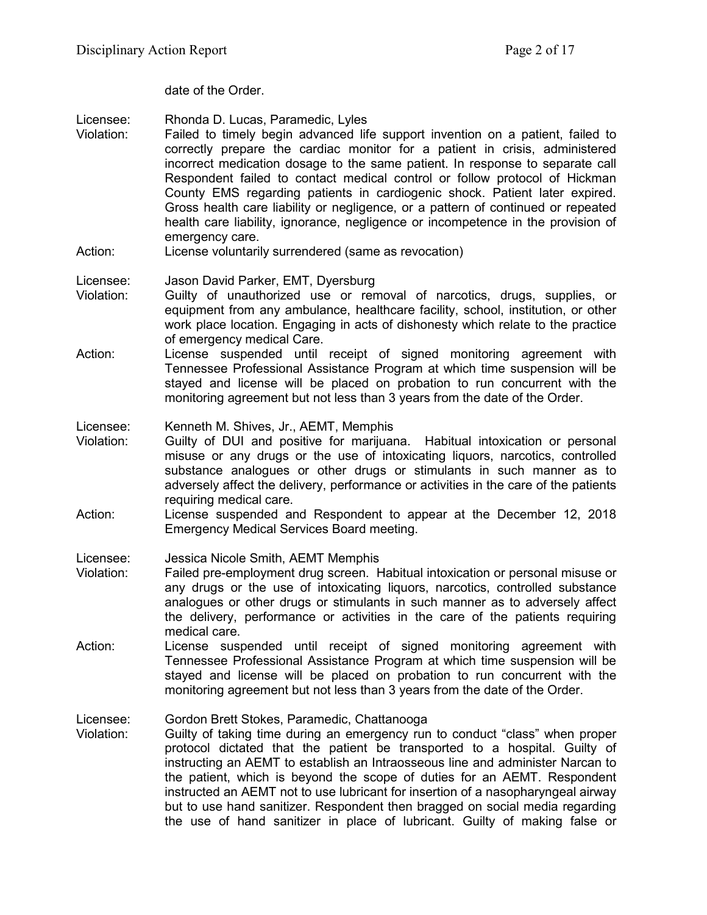date of the Order.

Licensee: Rhonda D. Lucas, Paramedic, Lyles
Violation: Failed to timely begin advanced life support invention on a patient, failed to correctly prepare the cardiac monitor for a patient in crisis, administered incorrect medication dosage to the same patient. In response to separate call Respondent failed to contact medical control or follow protocol of Hickman County EMS regarding patients in cardiogenic shock. Patient later expired. Gross health care liability or negligence, or a pattern of continued or repeated health care liability, ignorance, negligence or incompetence in the provision of emergency care.
Action: License voluntarily surrendered (same as revocation)

Licensee: Jason David Parker, EMT, Dyersburg
Violation: Guilty of unauthorized use or removal of narcotics, drugs, supplies, or equipment from any ambulance, healthcare facility, school, institution, or other work place location. Engaging in acts of dishonesty which relate to the practice of emergency medical Care.
Action: License suspended until receipt of signed monitoring agreement with Tennessee Professional Assistance Program at which time suspension will be stayed and license will be placed on probation to run concurrent with the monitoring agreement but not less than 3 years from the date of the Order.

Licensee: Kenneth M. Shives, Jr., AEMT, Memphis
Violation: Guilty of DUI and positive for marijuana. Habitual intoxication or personal misuse or any drugs or the use of intoxicating liquors, narcotics, controlled substance analogues or other drugs or stimulants in such manner as to adversely affect the delivery, performance or activities in the care of the patients requiring medical care.
Action: License suspended and Respondent to appear at the December 12, 2018 Emergency Medical Services Board meeting.

Licensee: Jessica Nicole Smith, AEMT Memphis
Violation: Failed pre-employment drug screen. Habitual intoxication or personal misuse or any drugs or the use of intoxicating liquors, narcotics, controlled substance analogues or other drugs or stimulants in such manner as to adversely affect the delivery, performance or activities in the care of the patients requiring medical care.
Action: License suspended until receipt of signed monitoring agreement with Tennessee Professional Assistance Program at which time suspension will be stayed and license will be placed on probation to run concurrent with the monitoring agreement but not less than 3 years from the date of the Order.

Licensee: Gordon Brett Stokes, Paramedic, Chattanooga
Violation: Guilty of taking time during an emergency run to conduct "class" when proper protocol dictated that the patient be transported to a hospital. Guilty of instructing an AEMT to establish an Intraosseous line and administer Narcan to the patient, which is beyond the scope of duties for an AEMT. Respondent instructed an AEMT not to use lubricant for insertion of a nasopharyngeal airway but to use hand sanitizer. Respondent then bragged on social media regarding the use of hand sanitizer in place of lubricant. Guilty of making false or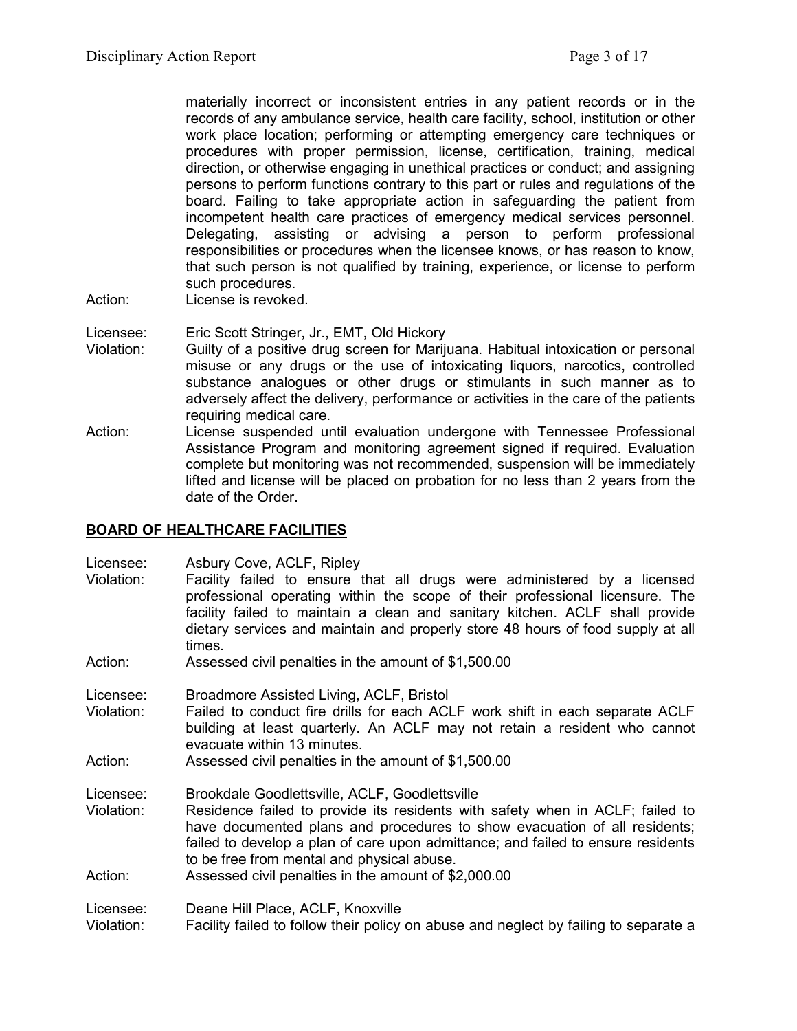materially incorrect or inconsistent entries in any patient records or in the records of any ambulance service, health care facility, school, institution or other work place location; performing or attempting emergency care techniques or procedures with proper permission, license, certification, training, medical direction, or otherwise engaging in unethical practices or conduct; and assigning persons to perform functions contrary to this part or rules and regulations of the board. Failing to take appropriate action in safeguarding the patient from incompetent health care practices of emergency medical services personnel. Delegating, assisting or advising a person to perform professional responsibilities or procedures when the licensee knows, or has reason to know, that such person is not qualified by training, experience, or license to perform such procedures.

Action: License is revoked.

Licensee: Eric Scott Stringer, Jr., EMT, Old Hickory

Violation: Guilty of a positive drug screen for Marijuana. Habitual intoxication or personal misuse or any drugs or the use of intoxicating liquors, narcotics, controlled substance analogues or other drugs or stimulants in such manner as to adversely affect the delivery, performance or activities in the care of the patients requiring medical care.

Action: License suspended until evaluation undergone with Tennessee Professional Assistance Program and monitoring agreement signed if required. Evaluation complete but monitoring was not recommended, suspension will be immediately lifted and license will be placed on probation for no less than 2 years from the date of the Order.

## BOARD OF HEALTHCARE FACILITIES

Licensee: Asbury Cove, ACLF, Ripley

Violation: Facility failed to ensure that all drugs were administered by a licensed professional operating within the scope of their professional licensure. The facility failed to maintain a clean and sanitary kitchen. ACLF shall provide dietary services and maintain and properly store 48 hours of food supply at all times.

Action: Assessed civil penalties in the amount of $1,500.00

Licensee: Broadmore Assisted Living, ACLF, Bristol

Violation: Failed to conduct fire drills for each ACLF work shift in each separate ACLF building at least quarterly. An ACLF may not retain a resident who cannot evacuate within 13 minutes.

Action: Assessed civil penalties in the amount of $1,500.00

Licensee: Brookdale Goodlettsville, ACLF, Goodlettsville

Violation: Residence failed to provide its residents with safety when in ACLF; failed to have documented plans and procedures to show evacuation of all residents; failed to develop a plan of care upon admittance; and failed to ensure residents to be free from mental and physical abuse.

Action: Assessed civil penalties in the amount of $2,000.00

Licensee: Deane Hill Place, ACLF, Knoxville

Violation: Facility failed to follow their policy on abuse and neglect by failing to separate a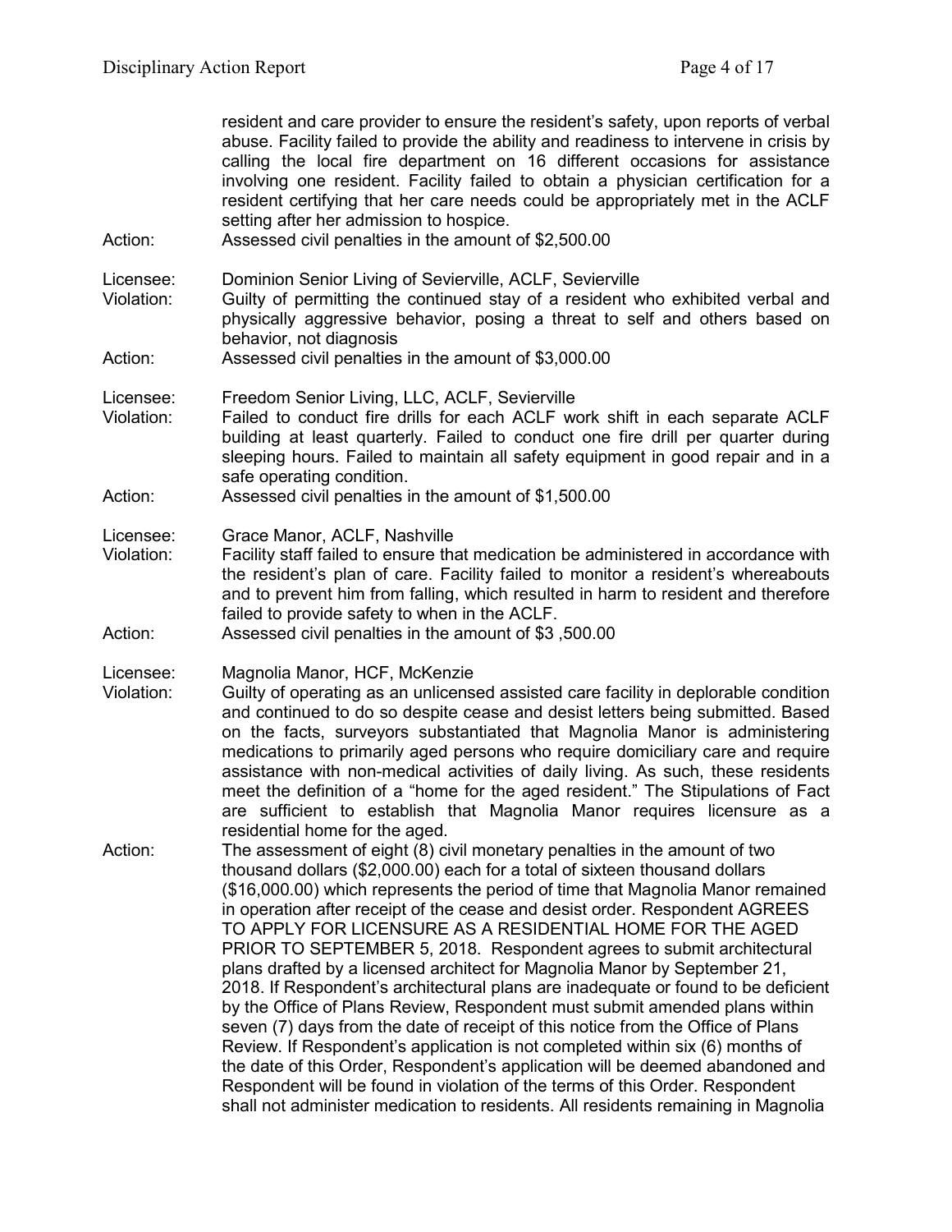resident and care provider to ensure the resident's safety, upon reports of verbal abuse. Facility failed to provide the ability and readiness to intervene in crisis by calling the local fire department on 16 different occasions for assistance involving one resident. Facility failed to obtain a physician certification for a resident certifying that her care needs could be appropriately met in the ACLF setting after her admission to hospice.

Action: Assessed civil penalties in the amount of $2,500.00

Licensee: Dominion Senior Living of Sevierville, ACLF, Sevierville
Violation: Guilty of permitting the continued stay of a resident who exhibited verbal and physically aggressive behavior, posing a threat to self and others based on behavior, not diagnosis
Action: Assessed civil penalties in the amount of $3,000.00

Licensee: Freedom Senior Living, LLC, ACLF, Sevierville
Violation: Failed to conduct fire drills for each ACLF work shift in each separate ACLF building at least quarterly. Failed to conduct one fire drill per quarter during sleeping hours. Failed to maintain all safety equipment in good repair and in a safe operating condition.
Action: Assessed civil penalties in the amount of $1,500.00

Licensee: Grace Manor, ACLF, Nashville
Violation: Facility staff failed to ensure that medication be administered in accordance with the resident's plan of care. Facility failed to monitor a resident's whereabouts and to prevent him from falling, which resulted in harm to resident and therefore failed to provide safety to when in the ACLF.
Action: Assessed civil penalties in the amount of $3 ,500.00

Licensee: Magnolia Manor, HCF, McKenzie
Violation: Guilty of operating as an unlicensed assisted care facility in deplorable condition and continued to do so despite cease and desist letters being submitted. Based on the facts, surveyors substantiated that Magnolia Manor is administering medications to primarily aged persons who require domiciliary care and require assistance with non-medical activities of daily living. As such, these residents meet the definition of a "home for the aged resident." The Stipulations of Fact are sufficient to establish that Magnolia Manor requires licensure as a residential home for the aged.
Action: The assessment of eight (8) civil monetary penalties in the amount of two thousand dollars ($2,000.00) each for a total of sixteen thousand dollars ($16,000.00) which represents the period of time that Magnolia Manor remained in operation after receipt of the cease and desist order. Respondent AGREES TO APPLY FOR LICENSURE AS A RESIDENTIAL HOME FOR THE AGED PRIOR TO SEPTEMBER 5, 2018. Respondent agrees to submit architectural plans drafted by a licensed architect for Magnolia Manor by September 21, 2018. If Respondent's architectural plans are inadequate or found to be deficient by the Office of Plans Review, Respondent must submit amended plans within seven (7) days from the date of receipt of this notice from the Office of Plans Review. If Respondent's application is not completed within six (6) months of the date of this Order, Respondent's application will be deemed abandoned and Respondent will be found in violation of the terms of this Order. Respondent shall not administer medication to residents. All residents remaining in Magnolia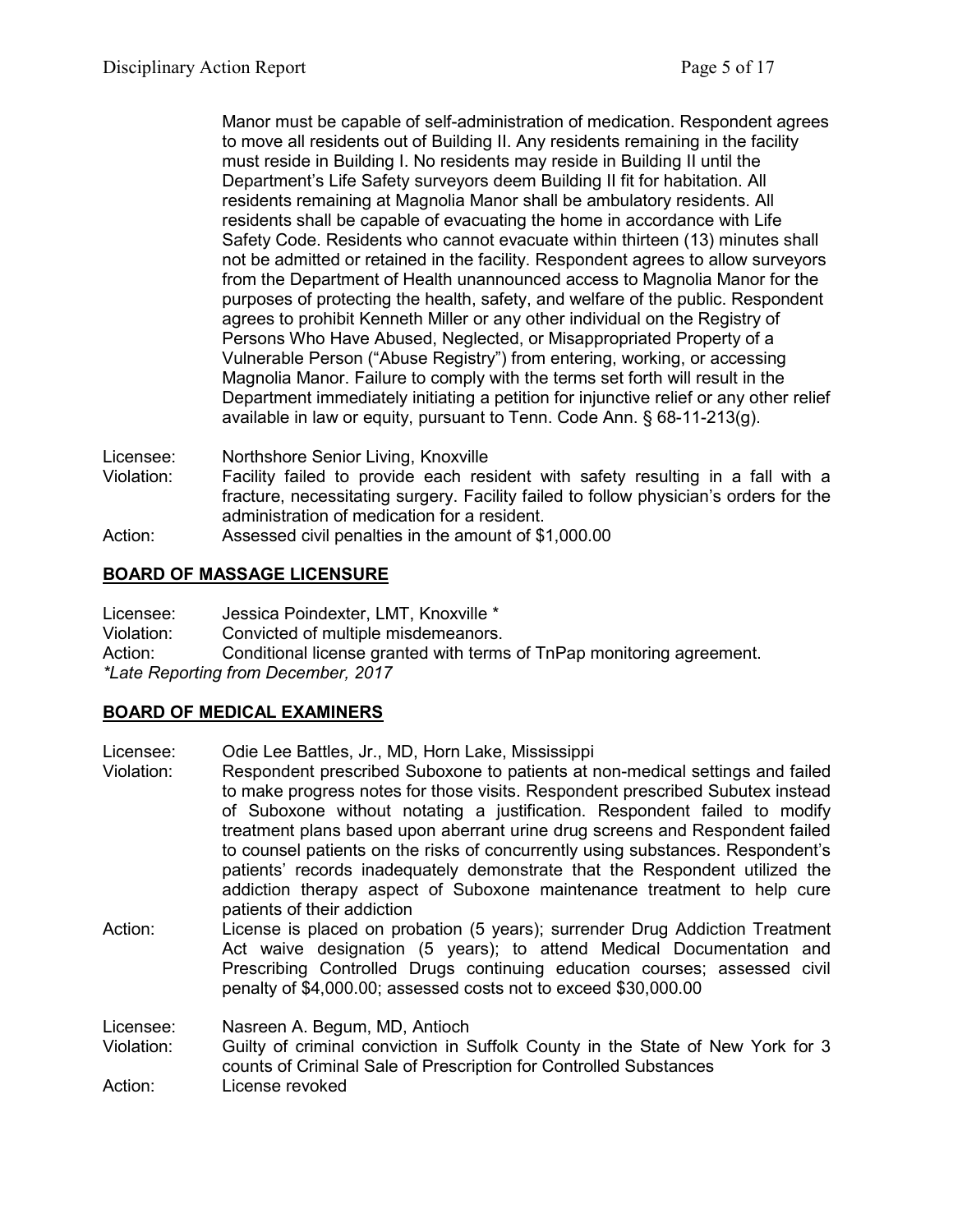Manor must be capable of self-administration of medication. Respondent agrees to move all residents out of Building II. Any residents remaining in the facility must reside in Building I. No residents may reside in Building II until the Department's Life Safety surveyors deem Building II fit for habitation. All residents remaining at Magnolia Manor shall be ambulatory residents. All residents shall be capable of evacuating the home in accordance with Life Safety Code. Residents who cannot evacuate within thirteen (13) minutes shall not be admitted or retained in the facility. Respondent agrees to allow surveyors from the Department of Health unannounced access to Magnolia Manor for the purposes of protecting the health, safety, and welfare of the public. Respondent agrees to prohibit Kenneth Miller or any other individual on the Registry of Persons Who Have Abused, Neglected, or Misappropriated Property of a Vulnerable Person ("Abuse Registry") from entering, working, or accessing Magnolia Manor. Failure to comply with the terms set forth will result in the Department immediately initiating a petition for injunctive relief or any other relief available in law or equity, pursuant to Tenn. Code Ann. § 68-11-213(g).

Licensee: Northshore Senior Living, Knoxville
Violation: Facility failed to provide each resident with safety resulting in a fall with a fracture, necessitating surgery. Facility failed to follow physician's orders for the administration of medication for a resident.
Action: Assessed civil penalties in the amount of $1,000.00

## BOARD OF MASSAGE LICENSURE

Licensee: Jessica Poindexter, LMT, Knoxville *
Violation: Convicted of multiple misdemeanors.
Action: Conditional license granted with terms of TnPap monitoring agreement.
*\*Late Reporting from December, 2017*

## BOARD OF MEDICAL EXAMINERS

Licensee: Odie Lee Battles, Jr., MD, Horn Lake, Mississippi
Violation: Respondent prescribed Suboxone to patients at non-medical settings and failed to make progress notes for those visits. Respondent prescribed Subutex instead of Suboxone without notating a justification. Respondent failed to modify treatment plans based upon aberrant urine drug screens and Respondent failed to counsel patients on the risks of concurrently using substances. Respondent's patients' records inadequately demonstrate that the Respondent utilized the addiction therapy aspect of Suboxone maintenance treatment to help cure patients of their addiction
Action: License is placed on probation (5 years); surrender Drug Addiction Treatment Act waive designation (5 years); to attend Medical Documentation and Prescribing Controlled Drugs continuing education courses; assessed civil penalty of $4,000.00; assessed costs not to exceed $30,000.00

Licensee: Nasreen A. Begum, MD, Antioch
Violation: Guilty of criminal conviction in Suffolk County in the State of New York for 3 counts of Criminal Sale of Prescription for Controlled Substances
Action: License revoked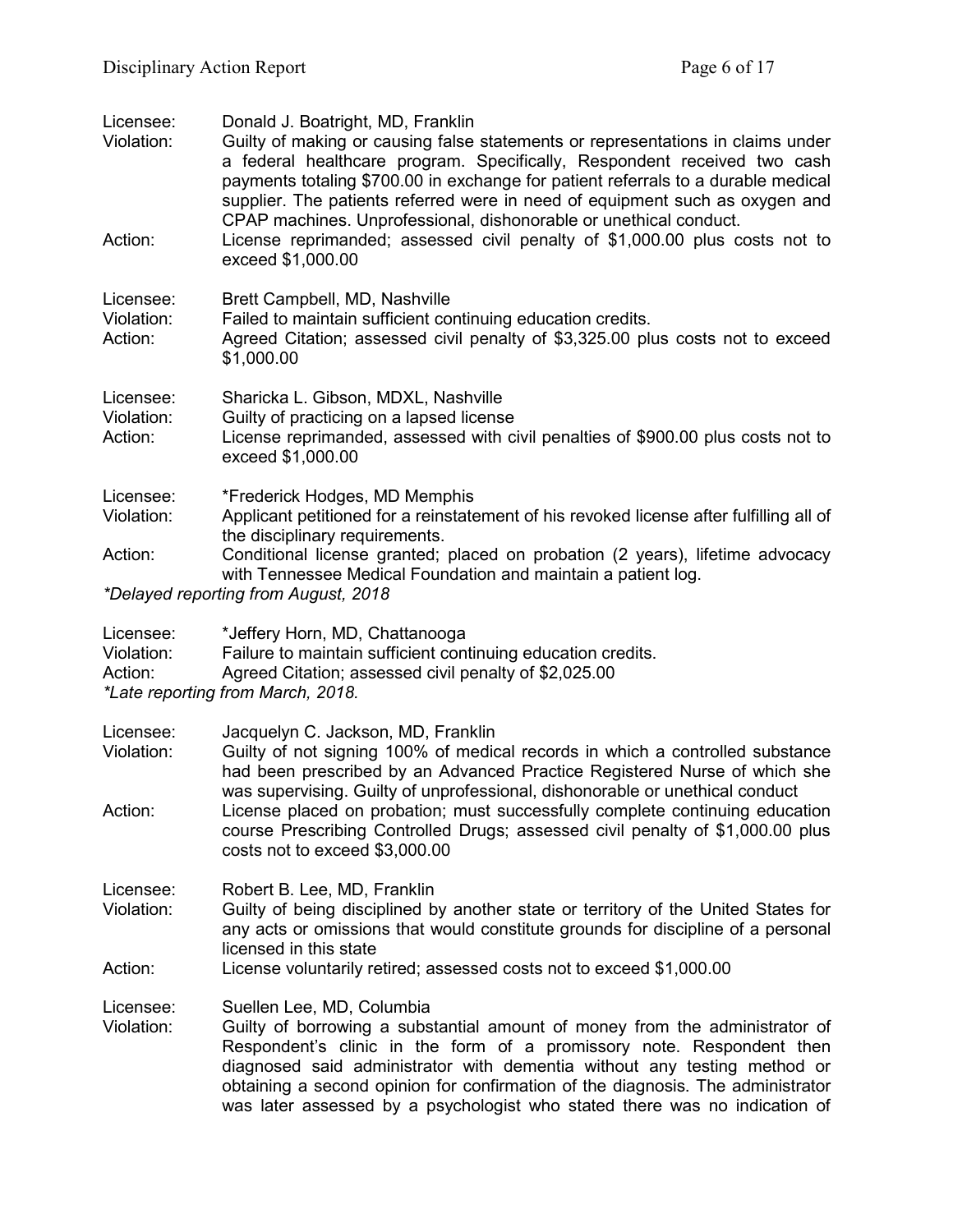Licensee: Donald J. Boatright, MD, Franklin
Violation: Guilty of making or causing false statements or representations in claims under a federal healthcare program. Specifically, Respondent received two cash payments totaling $700.00 in exchange for patient referrals to a durable medical supplier. The patients referred were in need of equipment such as oxygen and CPAP machines. Unprofessional, dishonorable or unethical conduct.
Action: License reprimanded; assessed civil penalty of $1,000.00 plus costs not to exceed $1,000.00

Licensee: Brett Campbell, MD, Nashville
Violation: Failed to maintain sufficient continuing education credits.
Action: Agreed Citation; assessed civil penalty of $3,325.00 plus costs not to exceed $1,000.00

Licensee: Sharicka L. Gibson, MDXL, Nashville
Violation: Guilty of practicing on a lapsed license
Action: License reprimanded, assessed with civil penalties of $900.00 plus costs not to exceed $1,000.00

Licensee: *Frederick Hodges, MD Memphis
Violation: Applicant petitioned for a reinstatement of his revoked license after fulfilling all of the disciplinary requirements.
Action: Conditional license granted; placed on probation (2 years), lifetime advocacy with Tennessee Medical Foundation and maintain a patient log.

*Delayed reporting from August, 2018*

Licensee: *Jeffery Horn, MD, Chattanooga
Violation: Failure to maintain sufficient continuing education credits.
Action: Agreed Citation; assessed civil penalty of $2,025.00

*Late reporting from March, 2018.*

Licensee: Jacquelyn C. Jackson, MD, Franklin
Violation: Guilty of not signing 100% of medical records in which a controlled substance had been prescribed by an Advanced Practice Registered Nurse of which she was supervising. Guilty of unprofessional, dishonorable or unethical conduct
Action: License placed on probation; must successfully complete continuing education course Prescribing Controlled Drugs; assessed civil penalty of $1,000.00 plus costs not to exceed $3,000.00

Licensee: Robert B. Lee, MD, Franklin
Violation: Guilty of being disciplined by another state or territory of the United States for any acts or omissions that would constitute grounds for discipline of a personal licensed in this state
Action: License voluntarily retired; assessed costs not to exceed $1,000.00

Licensee: Suellen Lee, MD, Columbia
Violation: Guilty of borrowing a substantial amount of money from the administrator of Respondent's clinic in the form of a promissory note. Respondent then diagnosed said administrator with dementia without any testing method or obtaining a second opinion for confirmation of the diagnosis. The administrator was later assessed by a psychologist who stated there was no indication of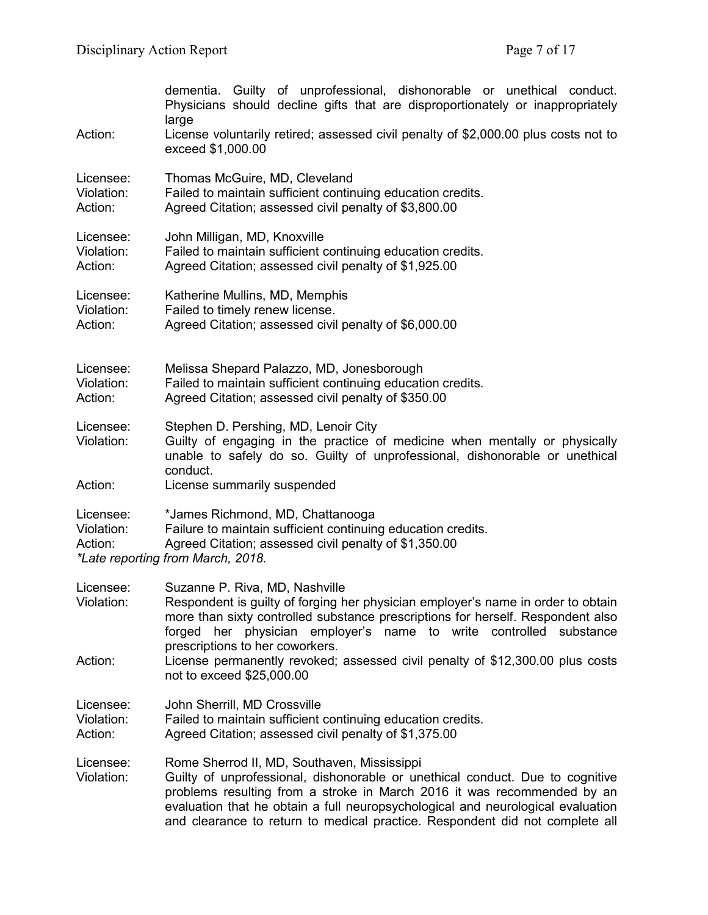dementia. Guilty of unprofessional, dishonorable or unethical conduct. Physicians should decline gifts that are disproportionately or inappropriately large

Action: License voluntarily retired; assessed civil penalty of $2,000.00 plus costs not to exceed $1,000.00

Licensee: Thomas McGuire, MD, Cleveland
Violation: Failed to maintain sufficient continuing education credits.
Action: Agreed Citation; assessed civil penalty of $3,800.00

Licensee: John Milligan, MD, Knoxville
Violation: Failed to maintain sufficient continuing education credits.
Action: Agreed Citation; assessed civil penalty of $1,925.00

Licensee: Katherine Mullins, MD, Memphis
Violation: Failed to timely renew license.
Action: Agreed Citation; assessed civil penalty of $6,000.00

Licensee: Melissa Shepard Palazzo, MD, Jonesborough
Violation: Failed to maintain sufficient continuing education credits.
Action: Agreed Citation; assessed civil penalty of $350.00

Licensee: Stephen D. Pershing, MD, Lenoir City
Violation: Guilty of engaging in the practice of medicine when mentally or physically unable to safely do so. Guilty of unprofessional, dishonorable or unethical conduct.
Action: License summarily suspended

Licensee: *James Richmond, MD, Chattanooga
Violation: Failure to maintain sufficient continuing education credits.
Action: Agreed Citation; assessed civil penalty of $1,350.00
*Late reporting from March, 2018.*

Licensee: Suzanne P. Riva, MD, Nashville
Violation: Respondent is guilty of forging her physician employer's name in order to obtain more than sixty controlled substance prescriptions for herself. Respondent also forged her physician employer's name to write controlled substance prescriptions to her coworkers.
Action: License permanently revoked; assessed civil penalty of $12,300.00 plus costs not to exceed $25,000.00

Licensee: John Sherrill, MD Crossville
Violation: Failed to maintain sufficient continuing education credits.
Action: Agreed Citation; assessed civil penalty of $1,375.00

Licensee: Rome Sherrod II, MD, Southaven, Mississippi
Violation: Guilty of unprofessional, dishonorable or unethical conduct. Due to cognitive problems resulting from a stroke in March 2016 it was recommended by an evaluation that he obtain a full neuropsychological and neurological evaluation and clearance to return to medical practice. Respondent did not complete all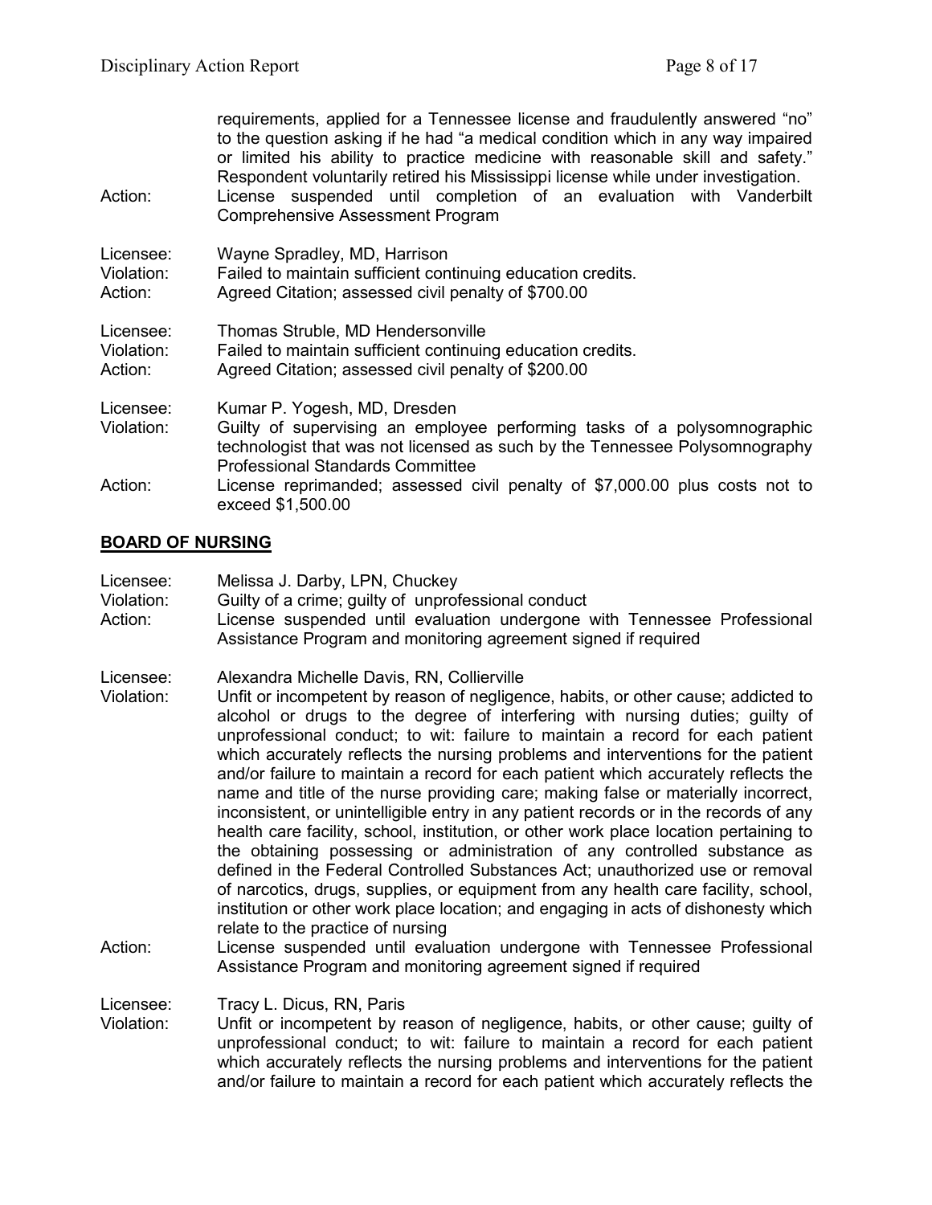requirements, applied for a Tennessee license and fraudulently answered "no" to the question asking if he had "a medical condition which in any way impaired or limited his ability to practice medicine with reasonable skill and safety." Respondent voluntarily retired his Mississippi license while under investigation.

Action: License suspended until completion of an evaluation with Vanderbilt Comprehensive Assessment Program

Licensee: Wayne Spradley, MD, Harrison
Violation: Failed to maintain sufficient continuing education credits.
Action: Agreed Citation; assessed civil penalty of $700.00

Licensee: Thomas Struble, MD Hendersonville
Violation: Failed to maintain sufficient continuing education credits.
Action: Agreed Citation; assessed civil penalty of $200.00

Licensee: Kumar P. Yogesh, MD, Dresden
Violation: Guilty of supervising an employee performing tasks of a polysomnographic technologist that was not licensed as such by the Tennessee Polysomnography Professional Standards Committee
Action: License reprimanded; assessed civil penalty of $7,000.00 plus costs not to exceed $1,500.00

## BOARD OF NURSING

Licensee: Melissa J. Darby, LPN, Chuckey
Violation: Guilty of a crime; guilty of unprofessional conduct
Action: License suspended until evaluation undergone with Tennessee Professional Assistance Program and monitoring agreement signed if required

Licensee: Alexandra Michelle Davis, RN, Collierville
Violation: Unfit or incompetent by reason of negligence, habits, or other cause; addicted to alcohol or drugs to the degree of interfering with nursing duties; guilty of unprofessional conduct; to wit: failure to maintain a record for each patient which accurately reflects the nursing problems and interventions for the patient and/or failure to maintain a record for each patient which accurately reflects the name and title of the nurse providing care; making false or materially incorrect, inconsistent, or unintelligible entry in any patient records or in the records of any health care facility, school, institution, or other work place location pertaining to the obtaining possessing or administration of any controlled substance as defined in the Federal Controlled Substances Act; unauthorized use or removal of narcotics, drugs, supplies, or equipment from any health care facility, school, institution or other work place location; and engaging in acts of dishonesty which relate to the practice of nursing
Action: License suspended until evaluation undergone with Tennessee Professional Assistance Program and monitoring agreement signed if required

Licensee: Tracy L. Dicus, RN, Paris
Violation: Unfit or incompetent by reason of negligence, habits, or other cause; guilty of unprofessional conduct; to wit: failure to maintain a record for each patient which accurately reflects the nursing problems and interventions for the patient and/or failure to maintain a record for each patient which accurately reflects the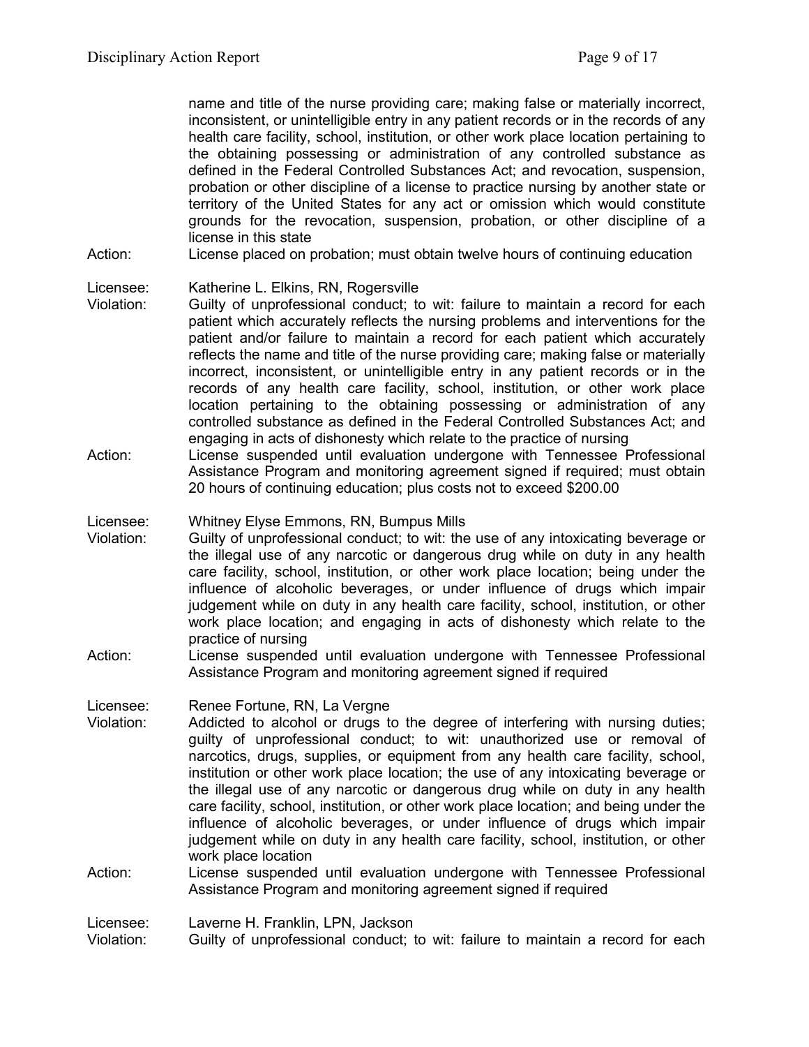name and title of the nurse providing care; making false or materially incorrect, inconsistent, or unintelligible entry in any patient records or in the records of any health care facility, school, institution, or other work place location pertaining to the obtaining possessing or administration of any controlled substance as defined in the Federal Controlled Substances Act; and revocation, suspension, probation or other discipline of a license to practice nursing by another state or territory of the United States for any act or omission which would constitute grounds for the revocation, suspension, probation, or other discipline of a license in this state

Action: License placed on probation; must obtain twelve hours of continuing education

Licensee: Katherine L. Elkins, RN, Rogersville

Violation: Guilty of unprofessional conduct; to wit: failure to maintain a record for each patient which accurately reflects the nursing problems and interventions for the patient and/or failure to maintain a record for each patient which accurately reflects the name and title of the nurse providing care; making false or materially incorrect, inconsistent, or unintelligible entry in any patient records or in the records of any health care facility, school, institution, or other work place location pertaining to the obtaining possessing or administration of any controlled substance as defined in the Federal Controlled Substances Act; and engaging in acts of dishonesty which relate to the practice of nursing

Action: License suspended until evaluation undergone with Tennessee Professional Assistance Program and monitoring agreement signed if required; must obtain 20 hours of continuing education; plus costs not to exceed $200.00

Licensee: Whitney Elyse Emmons, RN, Bumpus Mills

Violation: Guilty of unprofessional conduct; to wit: the use of any intoxicating beverage or the illegal use of any narcotic or dangerous drug while on duty in any health care facility, school, institution, or other work place location; being under the influence of alcoholic beverages, or under influence of drugs which impair judgement while on duty in any health care facility, school, institution, or other work place location; and engaging in acts of dishonesty which relate to the practice of nursing

Action: License suspended until evaluation undergone with Tennessee Professional Assistance Program and monitoring agreement signed if required

Licensee: Renee Fortune, RN, La Vergne

Violation: Addicted to alcohol or drugs to the degree of interfering with nursing duties; guilty of unprofessional conduct; to wit: unauthorized use or removal of narcotics, drugs, supplies, or equipment from any health care facility, school, institution or other work place location; the use of any intoxicating beverage or the illegal use of any narcotic or dangerous drug while on duty in any health care facility, school, institution, or other work place location; and being under the influence of alcoholic beverages, or under influence of drugs which impair judgement while on duty in any health care facility, school, institution, or other work place location

Action: License suspended until evaluation undergone with Tennessee Professional Assistance Program and monitoring agreement signed if required

Licensee: Laverne H. Franklin, LPN, Jackson

Violation: Guilty of unprofessional conduct; to wit: failure to maintain a record for each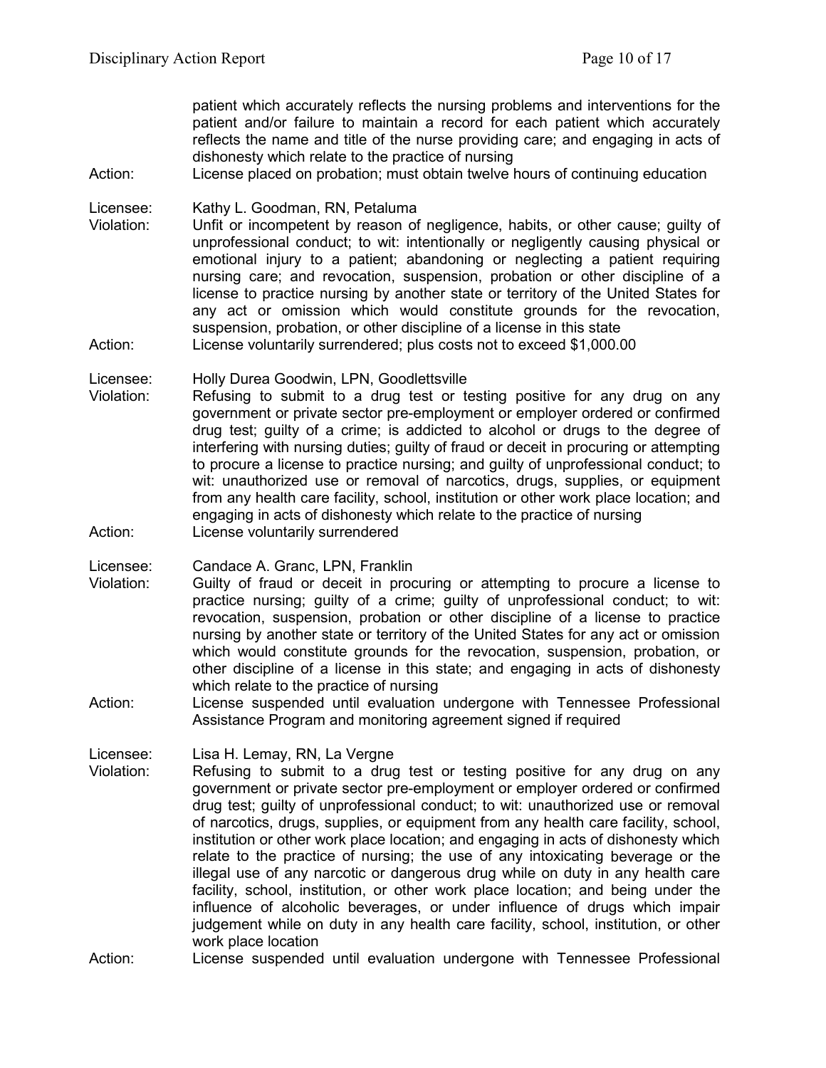patient which accurately reflects the nursing problems and interventions for the patient and/or failure to maintain a record for each patient which accurately reflects the name and title of the nurse providing care; and engaging in acts of dishonesty which relate to the practice of nursing

Action: License placed on probation; must obtain twelve hours of continuing education

Licensee: Kathy L. Goodman, RN, Petaluma

Violation: Unfit or incompetent by reason of negligence, habits, or other cause; guilty of unprofessional conduct; to wit: intentionally or negligently causing physical or emotional injury to a patient; abandoning or neglecting a patient requiring nursing care; and revocation, suspension, probation or other discipline of a license to practice nursing by another state or territory of the United States for any act or omission which would constitute grounds for the revocation, suspension, probation, or other discipline of a license in this state

Action: License voluntarily surrendered; plus costs not to exceed $1,000.00

Licensee: Holly Durea Goodwin, LPN, Goodlettsville

Violation: Refusing to submit to a drug test or testing positive for any drug on any government or private sector pre-employment or employer ordered or confirmed drug test; guilty of a crime; is addicted to alcohol or drugs to the degree of interfering with nursing duties; guilty of fraud or deceit in procuring or attempting to procure a license to practice nursing; and guilty of unprofessional conduct; to wit: unauthorized use or removal of narcotics, drugs, supplies, or equipment from any health care facility, school, institution or other work place location; and engaging in acts of dishonesty which relate to the practice of nursing

Action: License voluntarily surrendered

Licensee: Candace A. Granc, LPN, Franklin

Violation: Guilty of fraud or deceit in procuring or attempting to procure a license to practice nursing; guilty of a crime; guilty of unprofessional conduct; to wit: revocation, suspension, probation or other discipline of a license to practice nursing by another state or territory of the United States for any act or omission which would constitute grounds for the revocation, suspension, probation, or other discipline of a license in this state; and engaging in acts of dishonesty which relate to the practice of nursing

Action: License suspended until evaluation undergone with Tennessee Professional Assistance Program and monitoring agreement signed if required

Licensee: Lisa H. Lemay, RN, La Vergne

Violation: Refusing to submit to a drug test or testing positive for any drug on any government or private sector pre-employment or employer ordered or confirmed drug test; guilty of unprofessional conduct; to wit: unauthorized use or removal of narcotics, drugs, supplies, or equipment from any health care facility, school, institution or other work place location; and engaging in acts of dishonesty which relate to the practice of nursing; the use of any intoxicating beverage or the illegal use of any narcotic or dangerous drug while on duty in any health care facility, school, institution, or other work place location; and being under the influence of alcoholic beverages, or under influence of drugs which impair judgement while on duty in any health care facility, school, institution, or other work place location

Action: License suspended until evaluation undergone with Tennessee Professional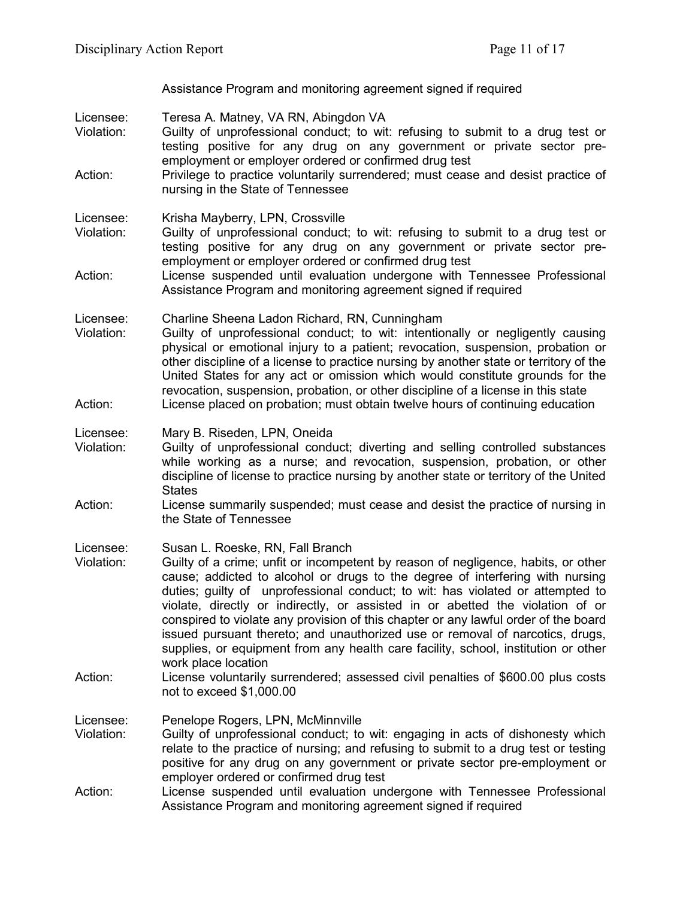Assistance Program and monitoring agreement signed if required

Licensee: Teresa A. Matney, VA RN, Abingdon VA
Violation: Guilty of unprofessional conduct; to wit: refusing to submit to a drug test or testing positive for any drug on any government or private sector pre-employment or employer ordered or confirmed drug test
Action: Privilege to practice voluntarily surrendered; must cease and desist practice of nursing in the State of Tennessee

Licensee: Krisha Mayberry, LPN, Crossville
Violation: Guilty of unprofessional conduct; to wit: refusing to submit to a drug test or testing positive for any drug on any government or private sector pre-employment or employer ordered or confirmed drug test
Action: License suspended until evaluation undergone with Tennessee Professional Assistance Program and monitoring agreement signed if required

Licensee: Charline Sheena Ladon Richard, RN, Cunningham
Violation: Guilty of unprofessional conduct; to wit: intentionally or negligently causing physical or emotional injury to a patient; revocation, suspension, probation or other discipline of a license to practice nursing by another state or territory of the United States for any act or omission which would constitute grounds for the revocation, suspension, probation, or other discipline of a license in this state
Action: License placed on probation; must obtain twelve hours of continuing education

Licensee: Mary B. Riseden, LPN, Oneida
Violation: Guilty of unprofessional conduct; diverting and selling controlled substances while working as a nurse; and revocation, suspension, probation, or other discipline of license to practice nursing by another state or territory of the United States
Action: License summarily suspended; must cease and desist the practice of nursing in the State of Tennessee

Licensee: Susan L. Roeske, RN, Fall Branch
Violation: Guilty of a crime; unfit or incompetent by reason of negligence, habits, or other cause; addicted to alcohol or drugs to the degree of interfering with nursing duties; guilty of unprofessional conduct; to wit: has violated or attempted to violate, directly or indirectly, or assisted in or abetted the violation of or conspired to violate any provision of this chapter or any lawful order of the board issued pursuant thereto; and unauthorized use or removal of narcotics, drugs, supplies, or equipment from any health care facility, school, institution or other work place location
Action: License voluntarily surrendered; assessed civil penalties of $600.00 plus costs not to exceed $1,000.00

Licensee: Penelope Rogers, LPN, McMinnville
Violation: Guilty of unprofessional conduct; to wit: engaging in acts of dishonesty which relate to the practice of nursing; and refusing to submit to a drug test or testing positive for any drug on any government or private sector pre-employment or employer ordered or confirmed drug test
Action: License suspended until evaluation undergone with Tennessee Professional Assistance Program and monitoring agreement signed if required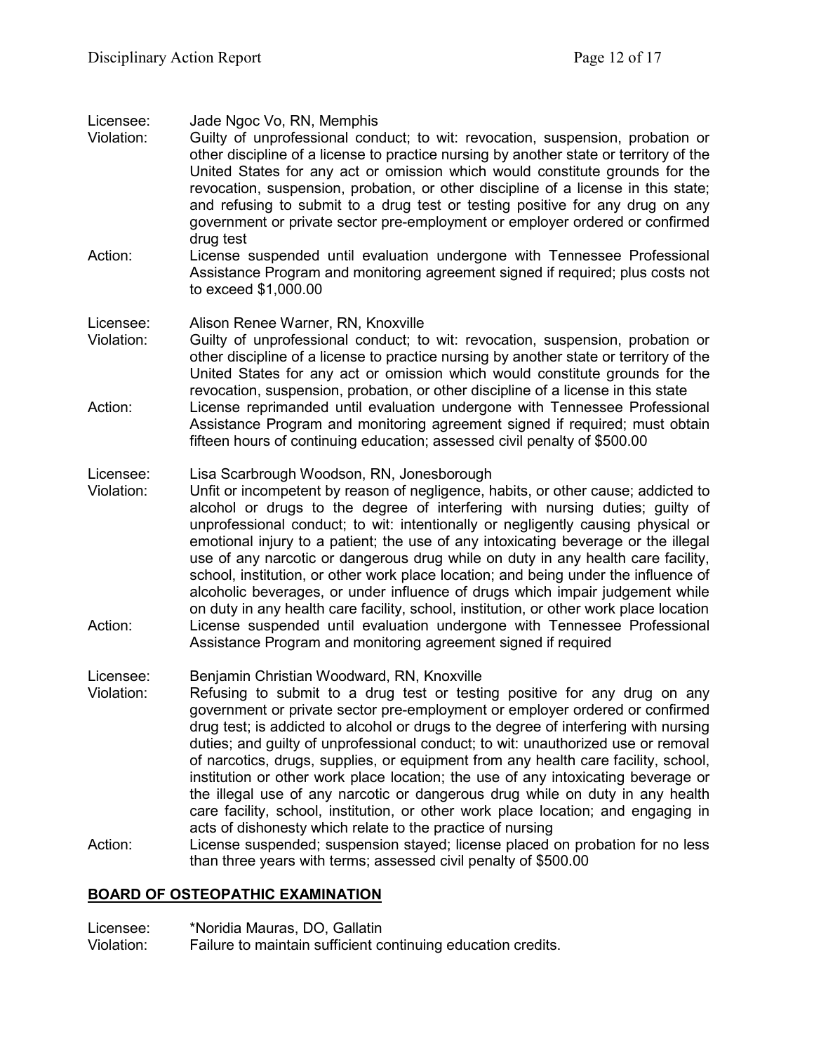Licensee: Jade Ngoc Vo, RN, Memphis
Violation: Guilty of unprofessional conduct; to wit: revocation, suspension, probation or other discipline of a license to practice nursing by another state or territory of the United States for any act or omission which would constitute grounds for the revocation, suspension, probation, or other discipline of a license in this state; and refusing to submit to a drug test or testing positive for any drug on any government or private sector pre-employment or employer ordered or confirmed drug test
Action: License suspended until evaluation undergone with Tennessee Professional Assistance Program and monitoring agreement signed if required; plus costs not to exceed $1,000.00

Licensee: Alison Renee Warner, RN, Knoxville
Violation: Guilty of unprofessional conduct; to wit: revocation, suspension, probation or other discipline of a license to practice nursing by another state or territory of the United States for any act or omission which would constitute grounds for the revocation, suspension, probation, or other discipline of a license in this state
Action: License reprimanded until evaluation undergone with Tennessee Professional Assistance Program and monitoring agreement signed if required; must obtain fifteen hours of continuing education; assessed civil penalty of $500.00

Licensee: Lisa Scarbrough Woodson, RN, Jonesborough
Violation: Unfit or incompetent by reason of negligence, habits, or other cause; addicted to alcohol or drugs to the degree of interfering with nursing duties; guilty of unprofessional conduct; to wit: intentionally or negligently causing physical or emotional injury to a patient; the use of any intoxicating beverage or the illegal use of any narcotic or dangerous drug while on duty in any health care facility, school, institution, or other work place location; and being under the influence of alcoholic beverages, or under influence of drugs which impair judgement while on duty in any health care facility, school, institution, or other work place location
Action: License suspended until evaluation undergone with Tennessee Professional Assistance Program and monitoring agreement signed if required

Licensee: Benjamin Christian Woodward, RN, Knoxville
Violation: Refusing to submit to a drug test or testing positive for any drug on any government or private sector pre-employment or employer ordered or confirmed drug test; is addicted to alcohol or drugs to the degree of interfering with nursing duties; and guilty of unprofessional conduct; to wit: unauthorized use or removal of narcotics, drugs, supplies, or equipment from any health care facility, school, institution or other work place location; the use of any intoxicating beverage or the illegal use of any narcotic or dangerous drug while on duty in any health care facility, school, institution, or other work place location; and engaging in acts of dishonesty which relate to the practice of nursing
Action: License suspended; suspension stayed; license placed on probation for no less than three years with terms; assessed civil penalty of $500.00

## BOARD OF OSTEOPATHIC EXAMINATION

Licensee: *Noridia Mauras, DO, Gallatin
Violation: Failure to maintain sufficient continuing education credits.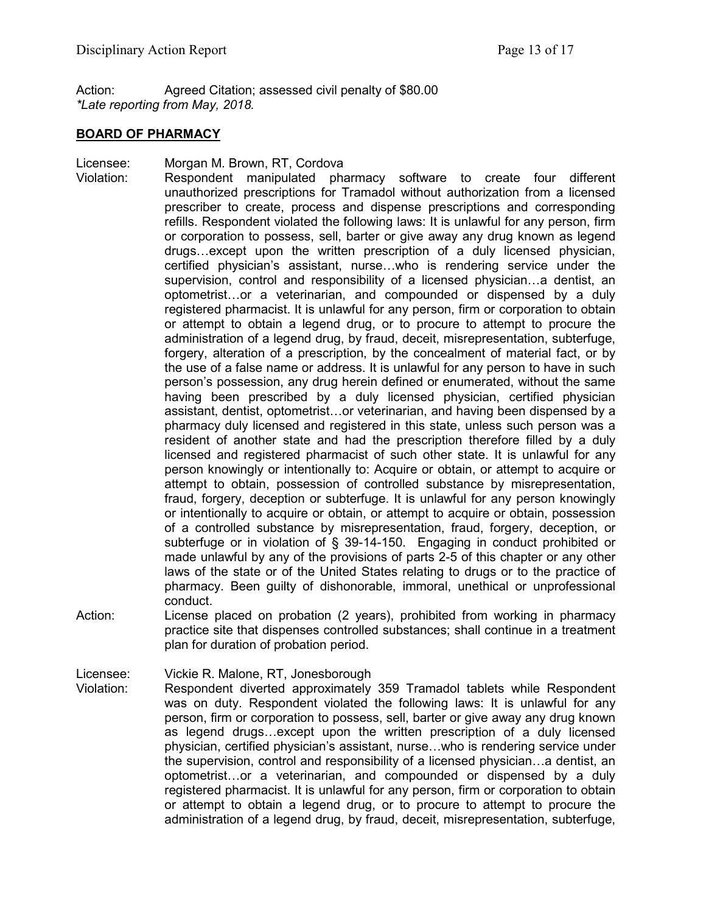Action: Agreed Citation; assessed civil penalty of $80.00
*Late reporting from May, 2018.*

## BOARD OF PHARMACY

Licensee: Morgan M. Brown, RT, Cordova

Violation: Respondent manipulated pharmacy software to create four different unauthorized prescriptions for Tramadol without authorization from a licensed prescriber to create, process and dispense prescriptions and corresponding refills. Respondent violated the following laws: It is unlawful for any person, firm or corporation to possess, sell, barter or give away any drug known as legend drugs…except upon the written prescription of a duly licensed physician, certified physician's assistant, nurse…who is rendering service under the supervision, control and responsibility of a licensed physician…a dentist, an optometrist…or a veterinarian, and compounded or dispensed by a duly registered pharmacist. It is unlawful for any person, firm or corporation to obtain or attempt to obtain a legend drug, or to procure to attempt to procure the administration of a legend drug, by fraud, deceit, misrepresentation, subterfuge, forgery, alteration of a prescription, by the concealment of material fact, or by the use of a false name or address. It is unlawful for any person to have in such person's possession, any drug herein defined or enumerated, without the same having been prescribed by a duly licensed physician, certified physician assistant, dentist, optometrist…or veterinarian, and having been dispensed by a pharmacy duly licensed and registered in this state, unless such person was a resident of another state and had the prescription therefore filled by a duly licensed and registered pharmacist of such other state. It is unlawful for any person knowingly or intentionally to: Acquire or obtain, or attempt to acquire or attempt to obtain, possession of controlled substance by misrepresentation, fraud, forgery, deception or subterfuge. It is unlawful for any person knowingly or intentionally to acquire or obtain, or attempt to acquire or obtain, possession of a controlled substance by misrepresentation, fraud, forgery, deception, or subterfuge or in violation of § 39-14-150. Engaging in conduct prohibited or made unlawful by any of the provisions of parts 2-5 of this chapter or any other laws of the state or of the United States relating to drugs or to the practice of pharmacy. Been guilty of dishonorable, immoral, unethical or unprofessional conduct.

Action: License placed on probation (2 years), prohibited from working in pharmacy practice site that dispenses controlled substances; shall continue in a treatment plan for duration of probation period.

Licensee: Vickie R. Malone, RT, Jonesborough

Violation: Respondent diverted approximately 359 Tramadol tablets while Respondent was on duty. Respondent violated the following laws: It is unlawful for any person, firm or corporation to possess, sell, barter or give away any drug known as legend drugs…except upon the written prescription of a duly licensed physician, certified physician's assistant, nurse…who is rendering service under the supervision, control and responsibility of a licensed physician…a dentist, an optometrist…or a veterinarian, and compounded or dispensed by a duly registered pharmacist. It is unlawful for any person, firm or corporation to obtain or attempt to obtain a legend drug, or to procure to attempt to procure the administration of a legend drug, by fraud, deceit, misrepresentation, subterfuge,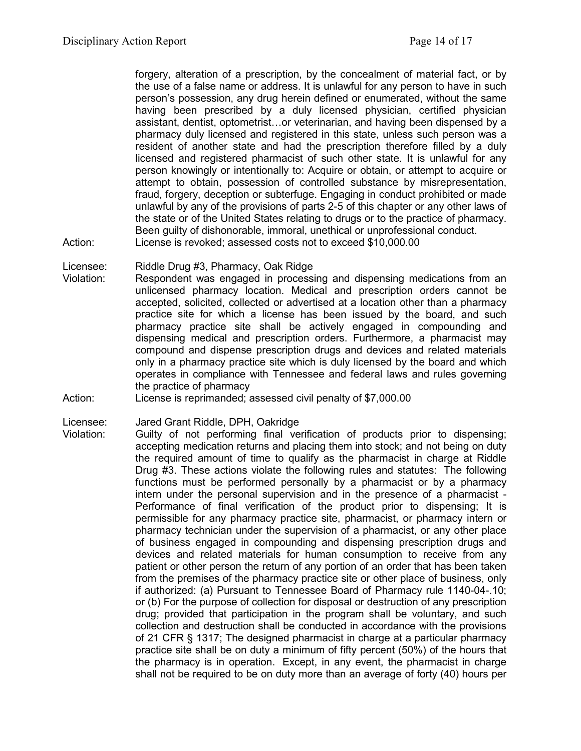forgery, alteration of a prescription, by the concealment of material fact, or by the use of a false name or address. It is unlawful for any person to have in such person's possession, any drug herein defined or enumerated, without the same having been prescribed by a duly licensed physician, certified physician assistant, dentist, optometrist…or veterinarian, and having been dispensed by a pharmacy duly licensed and registered in this state, unless such person was a resident of another state and had the prescription therefore filled by a duly licensed and registered pharmacist of such other state. It is unlawful for any person knowingly or intentionally to: Acquire or obtain, or attempt to acquire or attempt to obtain, possession of controlled substance by misrepresentation, fraud, forgery, deception or subterfuge. Engaging in conduct prohibited or made unlawful by any of the provisions of parts 2-5 of this chapter or any other laws of the state or of the United States relating to drugs or to the practice of pharmacy. Been guilty of dishonorable, immoral, unethical or unprofessional conduct.

Action: License is revoked; assessed costs not to exceed $10,000.00

Licensee: Riddle Drug #3, Pharmacy, Oak Ridge

Violation: Respondent was engaged in processing and dispensing medications from an unlicensed pharmacy location. Medical and prescription orders cannot be accepted, solicited, collected or advertised at a location other than a pharmacy practice site for which a license has been issued by the board, and such pharmacy practice site shall be actively engaged in compounding and dispensing medical and prescription orders. Furthermore, a pharmacist may compound and dispense prescription drugs and devices and related materials only in a pharmacy practice site which is duly licensed by the board and which operates in compliance with Tennessee and federal laws and rules governing the practice of pharmacy

Action: License is reprimanded; assessed civil penalty of $7,000.00

Licensee: Jared Grant Riddle, DPH, Oakridge

Violation: Guilty of not performing final verification of products prior to dispensing; accepting medication returns and placing them into stock; and not being on duty the required amount of time to qualify as the pharmacist in charge at Riddle Drug #3. These actions violate the following rules and statutes: The following functions must be performed personally by a pharmacist or by a pharmacy intern under the personal supervision and in the presence of a pharmacist - Performance of final verification of the product prior to dispensing; It is permissible for any pharmacy practice site, pharmacist, or pharmacy intern or pharmacy technician under the supervision of a pharmacist, or any other place of business engaged in compounding and dispensing prescription drugs and devices and related materials for human consumption to receive from any patient or other person the return of any portion of an order that has been taken from the premises of the pharmacy practice site or other place of business, only if authorized: (a) Pursuant to Tennessee Board of Pharmacy rule 1140-04-.10; or (b) For the purpose of collection for disposal or destruction of any prescription drug; provided that participation in the program shall be voluntary, and such collection and destruction shall be conducted in accordance with the provisions of 21 CFR § 1317; The designed pharmacist in charge at a particular pharmacy practice site shall be on duty a minimum of fifty percent (50%) of the hours that the pharmacy is in operation. Except, in any event, the pharmacist in charge shall not be required to be on duty more than an average of forty (40) hours per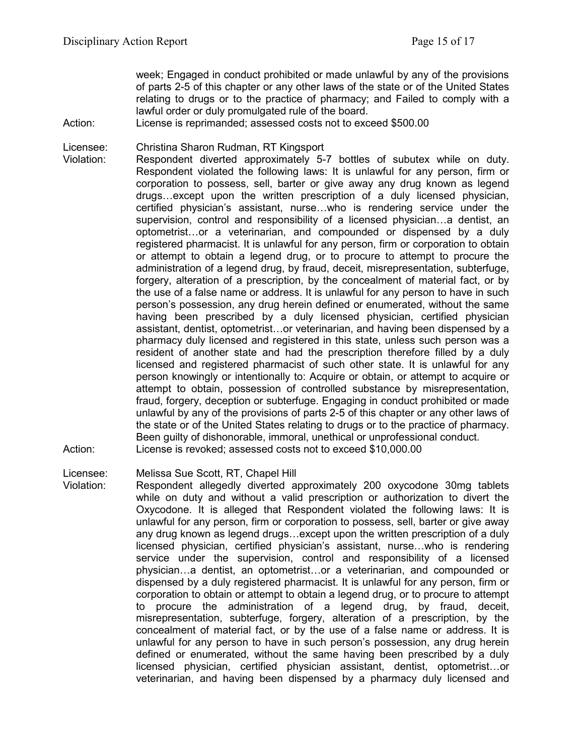week; Engaged in conduct prohibited or made unlawful by any of the provisions of parts 2-5 of this chapter or any other laws of the state or of the United States relating to drugs or to the practice of pharmacy; and Failed to comply with a lawful order or duly promulgated rule of the board.

Action: License is reprimanded; assessed costs not to exceed $500.00

Licensee: Christina Sharon Rudman, RT Kingsport

Violation: Respondent diverted approximately 5-7 bottles of subutex while on duty. Respondent violated the following laws: It is unlawful for any person, firm or corporation to possess, sell, barter or give away any drug known as legend drugs…except upon the written prescription of a duly licensed physician, certified physician's assistant, nurse…who is rendering service under the supervision, control and responsibility of a licensed physician…a dentist, an optometrist…or a veterinarian, and compounded or dispensed by a duly registered pharmacist. It is unlawful for any person, firm or corporation to obtain or attempt to obtain a legend drug, or to procure to attempt to procure the administration of a legend drug, by fraud, deceit, misrepresentation, subterfuge, forgery, alteration of a prescription, by the concealment of material fact, or by the use of a false name or address. It is unlawful for any person to have in such person's possession, any drug herein defined or enumerated, without the same having been prescribed by a duly licensed physician, certified physician assistant, dentist, optometrist…or veterinarian, and having been dispensed by a pharmacy duly licensed and registered in this state, unless such person was a resident of another state and had the prescription therefore filled by a duly licensed and registered pharmacist of such other state. It is unlawful for any person knowingly or intentionally to: Acquire or obtain, or attempt to acquire or attempt to obtain, possession of controlled substance by misrepresentation, fraud, forgery, deception or subterfuge. Engaging in conduct prohibited or made unlawful by any of the provisions of parts 2-5 of this chapter or any other laws of the state or of the United States relating to drugs or to the practice of pharmacy. Been guilty of dishonorable, immoral, unethical or unprofessional conduct.

Action: License is revoked; assessed costs not to exceed $10,000.00

Licensee: Melissa Sue Scott, RT, Chapel Hill

Violation: Respondent allegedly diverted approximately 200 oxycodone 30mg tablets while on duty and without a valid prescription or authorization to divert the Oxycodone. It is alleged that Respondent violated the following laws: It is unlawful for any person, firm or corporation to possess, sell, barter or give away any drug known as legend drugs…except upon the written prescription of a duly licensed physician, certified physician's assistant, nurse…who is rendering service under the supervision, control and responsibility of a licensed physician…a dentist, an optometrist…or a veterinarian, and compounded or dispensed by a duly registered pharmacist. It is unlawful for any person, firm or corporation to obtain or attempt to obtain a legend drug, or to procure to attempt to procure the administration of a legend drug, by fraud, deceit, misrepresentation, subterfuge, forgery, alteration of a prescription, by the concealment of material fact, or by the use of a false name or address. It is unlawful for any person to have in such person's possession, any drug herein defined or enumerated, without the same having been prescribed by a duly licensed physician, certified physician assistant, dentist, optometrist…or veterinarian, and having been dispensed by a pharmacy duly licensed and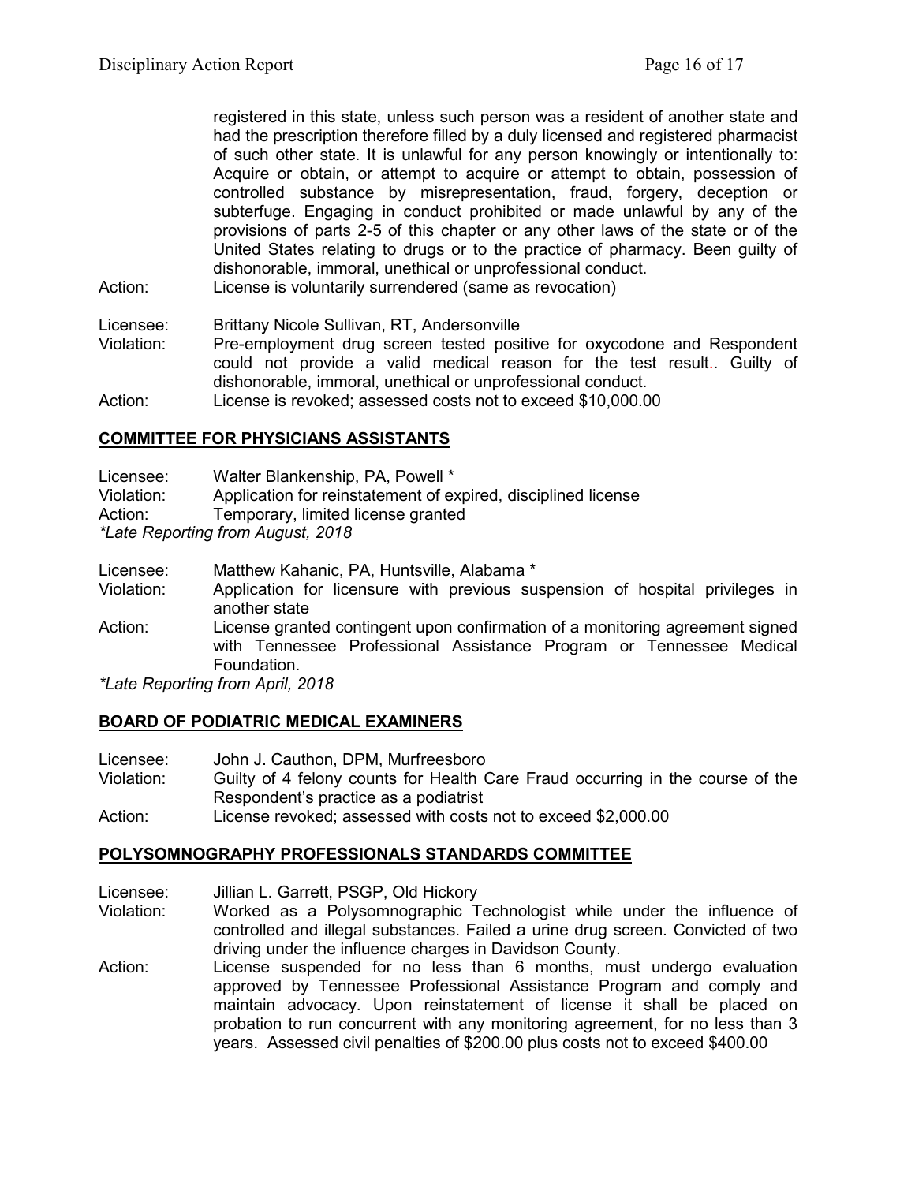registered in this state, unless such person was a resident of another state and had the prescription therefore filled by a duly licensed and registered pharmacist of such other state. It is unlawful for any person knowingly or intentionally to: Acquire or obtain, or attempt to acquire or attempt to obtain, possession of controlled substance by misrepresentation, fraud, forgery, deception or subterfuge. Engaging in conduct prohibited or made unlawful by any of the provisions of parts 2-5 of this chapter or any other laws of the state or of the United States relating to drugs or to the practice of pharmacy. Been guilty of dishonorable, immoral, unethical or unprofessional conduct.

Action: License is voluntarily surrendered (same as revocation)

Licensee: Brittany Nicole Sullivan, RT, Andersonville
Violation: Pre-employment drug screen tested positive for oxycodone and Respondent could not provide a valid medical reason for the test result.. Guilty of dishonorable, immoral, unethical or unprofessional conduct.
Action: License is revoked; assessed costs not to exceed $10,000.00

## COMMITTEE FOR PHYSICIANS ASSISTANTS

Licensee: Walter Blankenship, PA, Powell *
Violation: Application for reinstatement of expired, disciplined license
Action: Temporary, limited license granted
*\*Late Reporting from August, 2018*

Licensee: Matthew Kahanic, PA, Huntsville, Alabama *
Violation: Application for licensure with previous suspension of hospital privileges in another state
Action: License granted contingent upon confirmation of a monitoring agreement signed with Tennessee Professional Assistance Program or Tennessee Medical Foundation.
*\*Late Reporting from April, 2018*

## BOARD OF PODIATRIC MEDICAL EXAMINERS

Licensee: John J. Cauthon, DPM, Murfreesboro
Violation: Guilty of 4 felony counts for Health Care Fraud occurring in the course of the Respondent's practice as a podiatrist
Action: License revoked; assessed with costs not to exceed $2,000.00

## POLYSOMNOGRAPHY PROFESSIONALS STANDARDS COMMITTEE

Licensee: Jillian L. Garrett, PSGP, Old Hickory
Violation: Worked as a Polysomnographic Technologist while under the influence of controlled and illegal substances. Failed a urine drug screen. Convicted of two driving under the influence charges in Davidson County.
Action: License suspended for no less than 6 months, must undergo evaluation approved by Tennessee Professional Assistance Program and comply and maintain advocacy. Upon reinstatement of license it shall be placed on probation to run concurrent with any monitoring agreement, for no less than 3 years. Assessed civil penalties of $200.00 plus costs not to exceed $400.00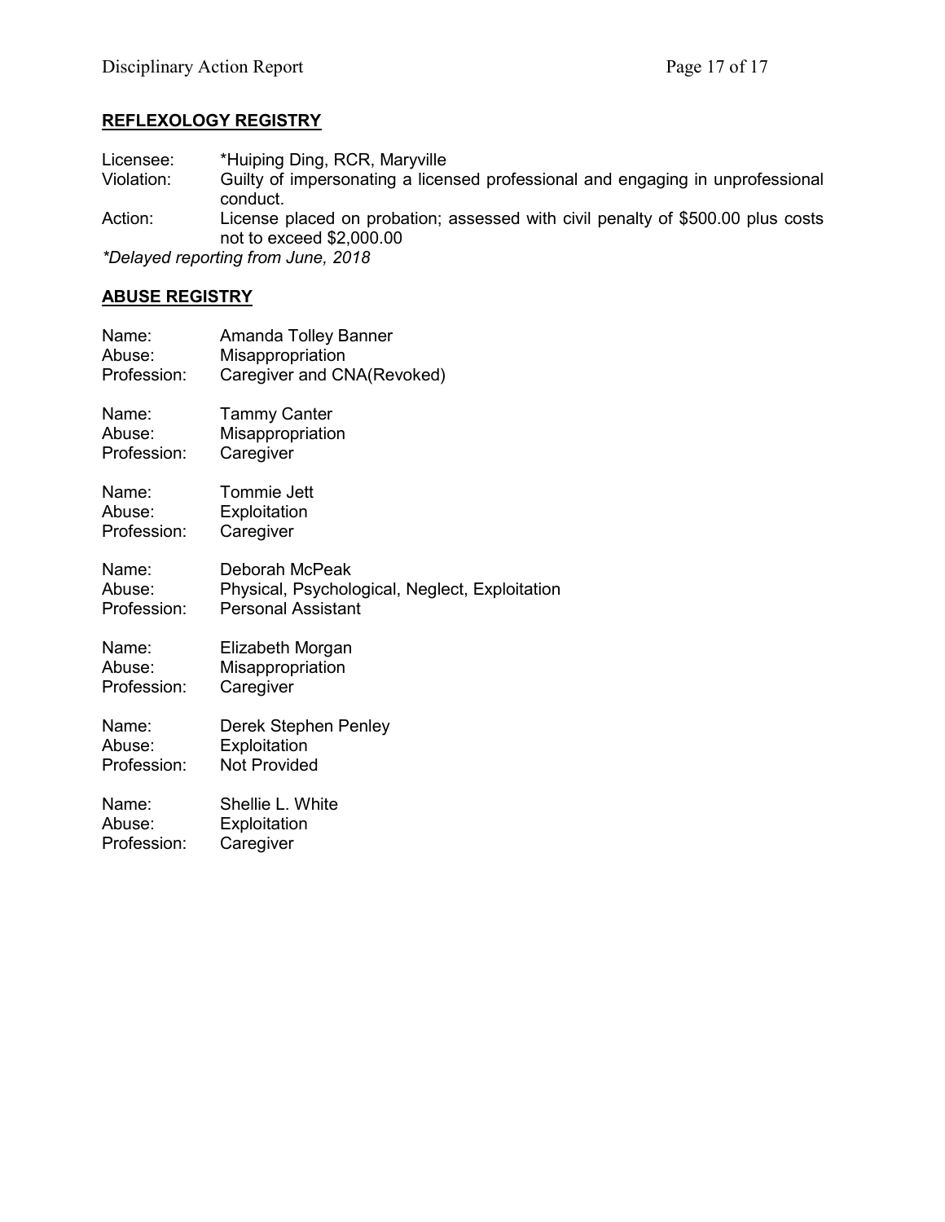**REFLEXOLOGY REGISTRY**

Licensee: *Huiping Ding, RCR, Maryville
Violation: Guilty of impersonating a licensed professional and engaging in unprofessional conduct.
Action: License placed on probation; assessed with civil penalty of $500.00 plus costs not to exceed $2,000.00

*Delayed reporting from June, 2018*

**ABUSE REGISTRY**

Name: Amanda Tolley Banner
Abuse: Misappropriation
Profession: Caregiver and CNA(Revoked)

Name: Tammy Canter
Abuse: Misappropriation
Profession: Caregiver

Name: Tommie Jett
Abuse: Exploitation
Profession: Caregiver

Name: Deborah McPeak
Abuse: Physical, Psychological, Neglect, Exploitation
Profession: Personal Assistant

Name: Elizabeth Morgan
Abuse: Misappropriation
Profession: Caregiver

Name: Derek Stephen Penley
Abuse: Exploitation
Profession: Not Provided

Name: Shellie L. White
Abuse: Exploitation
Profession: Caregiver